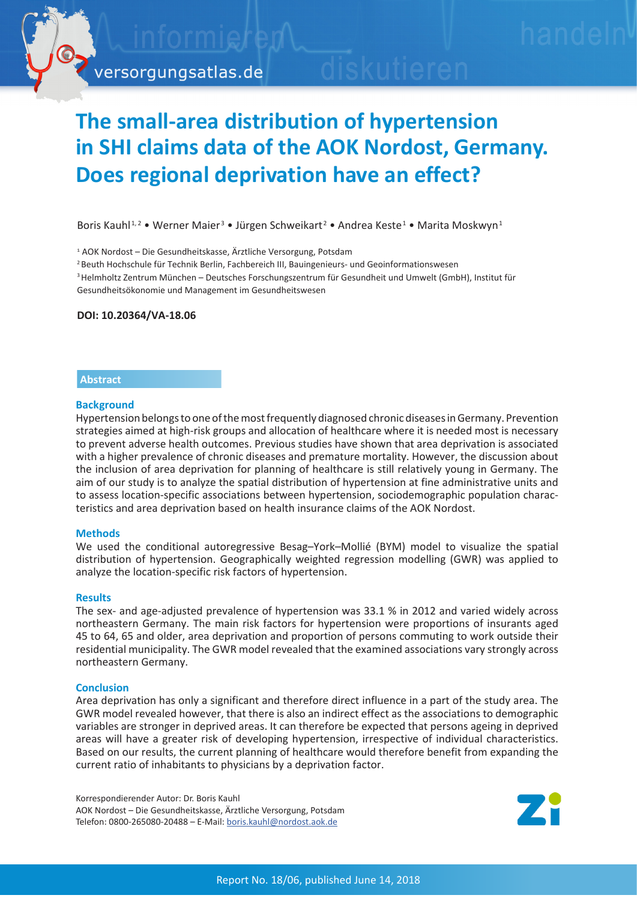# The small-area distribution of hypertension in SHI claims data of the AOK Nordost, Germany. Does regional deprivation have an effect?

Boris Kauhl[1,2] • Werner Maier[3] • Jürgen Schweikart[2] • Andrea Keste[1] • Marita Moskwyn[1]

[1] AOK Nordost – Die Gesundheitskasse, Ärztliche Versorgung, Potsdam
[2] Beuth Hochschule für Technik Berlin, Fachbereich III, Bauingenieurs- und Geoinformationswesen
[3] Helmholtz Zentrum München – Deutsches Forschungszentrum für Gesundheit und Umwelt (GmbH), Institut für Gesundheitsökonomie und Management im Gesundheitswesen

**DOI: 10.20364/VA-18.06**

## Abstract

### Background

Hypertension belongs to one of the most frequently diagnosed chronic diseases in Germany. Prevention strategies aimed at high-risk groups and allocation of healthcare where it is needed most is necessary to prevent adverse health outcomes. Previous studies have shown that area deprivation is associated with a higher prevalence of chronic diseases and premature mortality. However, the discussion about the inclusion of area deprivation for planning of healthcare is still relatively young in Germany. The aim of our study is to analyze the spatial distribution of hypertension at fine administrative units and to assess location-specific associations between hypertension, sociodemographic population characteristics and area deprivation based on health insurance claims of the AOK Nordost.

### Methods

We used the conditional autoregressive Besag–York–Mollié (BYM) model to visualize the spatial distribution of hypertension. Geographically weighted regression modelling (GWR) was applied to analyze the location-specific risk factors of hypertension.

### Results

The sex- and age-adjusted prevalence of hypertension was 33.1 % in 2012 and varied widely across northeastern Germany. The main risk factors for hypertension were proportions of insurants aged 45 to 64, 65 and older, area deprivation and proportion of persons commuting to work outside their residential municipality. The GWR model revealed that the examined associations vary strongly across northeastern Germany.

### Conclusion

Area deprivation has only a significant and therefore direct influence in a part of the study area. The GWR model revealed however, that there is also an indirect effect as the associations to demographic variables are stronger in deprived areas. It can therefore be expected that persons ageing in deprived areas will have a greater risk of developing hypertension, irrespective of individual characteristics. Based on our results, the current planning of healthcare would therefore benefit from expanding the current ratio of inhabitants to physicians by a deprivation factor.

Korrespondierender Autor: Dr. Boris Kauhl
AOK Nordost – Die Gesundheitskasse, Ärztliche Versorgung, Potsdam
Telefon: 0800-265080-20488 – E-Mail: boris.kauhl@nordost.aok.de

Report No. 18/06, published June 14, 2018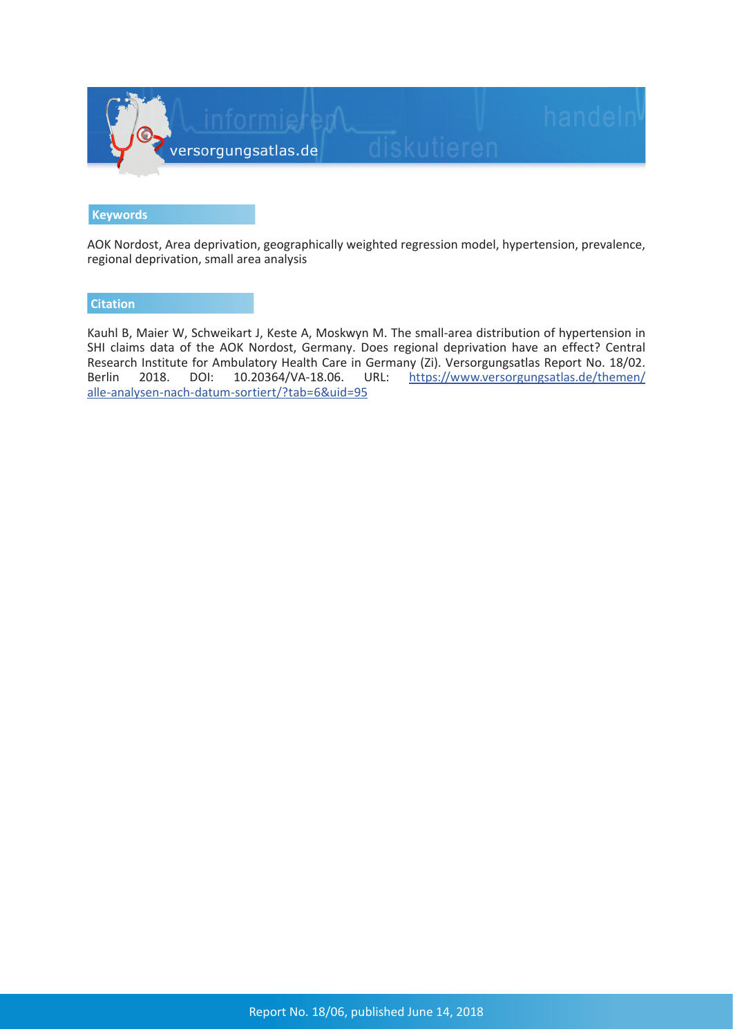## Keywords

AOK Nordost, Area deprivation, geographically weighted regression model, hypertension, prevalence, regional deprivation, small area analysis

## Citation

Kauhl B, Maier W, Schweikart J, Keste A, Moskwyn M. The small-area distribution of hypertension in SHI claims data of the AOK Nordost, Germany. Does regional deprivation have an effect? Central Research Institute for Ambulatory Health Care in Germany (Zi). Versorgungsatlas Report No. 18/02. Berlin 2018. DOI: 10.20364/VA-18.06. URL: [https://www.versorgungsatlas.de/themen/alle-analysen-nach-datum-sortiert/?tab=6&uid=95](https://www.versorgungsatlas.de/themen/alle-analysen-nach-datum-sortiert/?tab=6&uid=95)

Report No. 18/06, published June 14, 2018